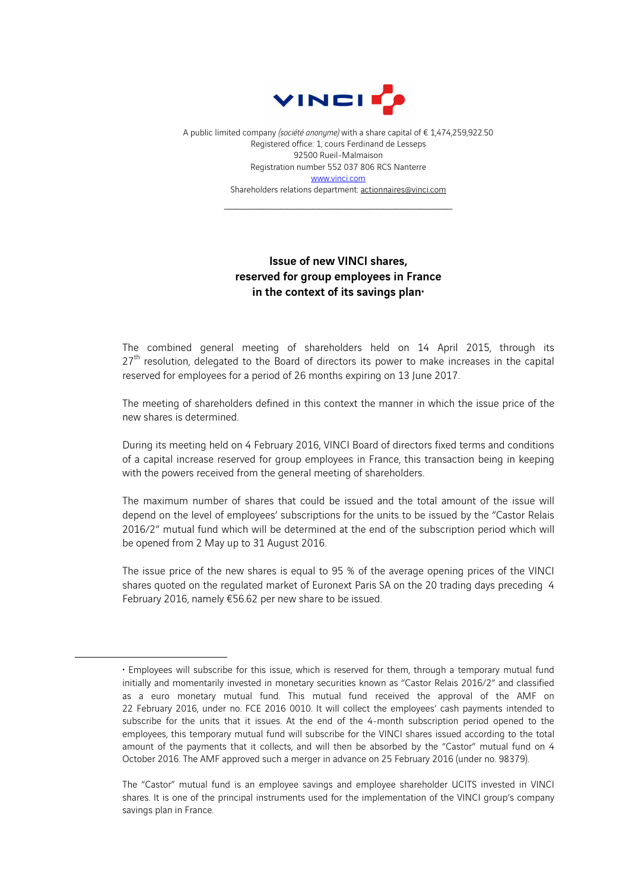A public limited company *(société anonyme)* with a share capital of € 1,474,259,922.50
Registered office: 1, cours Ferdinand de Lesseps
92500 Rueil-Malmaison
Registration number 552 037 806 RCS Nanterre
www.vinci.com
Shareholders relations department: actionnaires@vinci.com

---

## Issue of new VINCI shares, reserved for group employees in France in the context of its savings plan•

The combined general meeting of shareholders held on 14 April 2015, through its 27th resolution, delegated to the Board of directors its power to make increases in the capital reserved for employees for a period of 26 months expiring on 13 June 2017.

The meeting of shareholders defined in this context the manner in which the issue price of the new shares is determined.

During its meeting held on 4 February 2016, VINCI Board of directors fixed terms and conditions of a capital increase reserved for group employees in France, this transaction being in keeping with the powers received from the general meeting of shareholders.

The maximum number of shares that could be issued and the total amount of the issue will depend on the level of employees' subscriptions for the units to be issued by the "Castor Relais 2016/2" mutual fund which will be determined at the end of the subscription period which will be opened from 2 May up to 31 August 2016.

The issue price of the new shares is equal to 95 % of the average opening prices of the VINCI shares quoted on the regulated market of Euronext Paris SA on the 20 trading days preceding 4 February 2016, namely €56.62 per new share to be issued.

---

• Employees will subscribe for this issue, which is reserved for them, through a temporary mutual fund initially and momentarily invested in monetary securities known as "Castor Relais 2016/2" and classified as a euro monetary mutual fund. This mutual fund received the approval of the AMF on 22 February 2016, under no. FCE 2016 0010. It will collect the employees' cash payments intended to subscribe for the units that it issues. At the end of the 4-month subscription period opened to the employees, this temporary mutual fund will subscribe for the VINCI shares issued according to the total amount of the payments that it collects, and will then be absorbed by the "Castor" mutual fund on 4 October 2016. The AMF approved such a merger in advance on 25 February 2016 (under no. 98379).

The "Castor" mutual fund is an employee savings and employee shareholder UCITS invested in VINCI shares. It is one of the principal instruments used for the implementation of the VINCI group's company savings plan in France.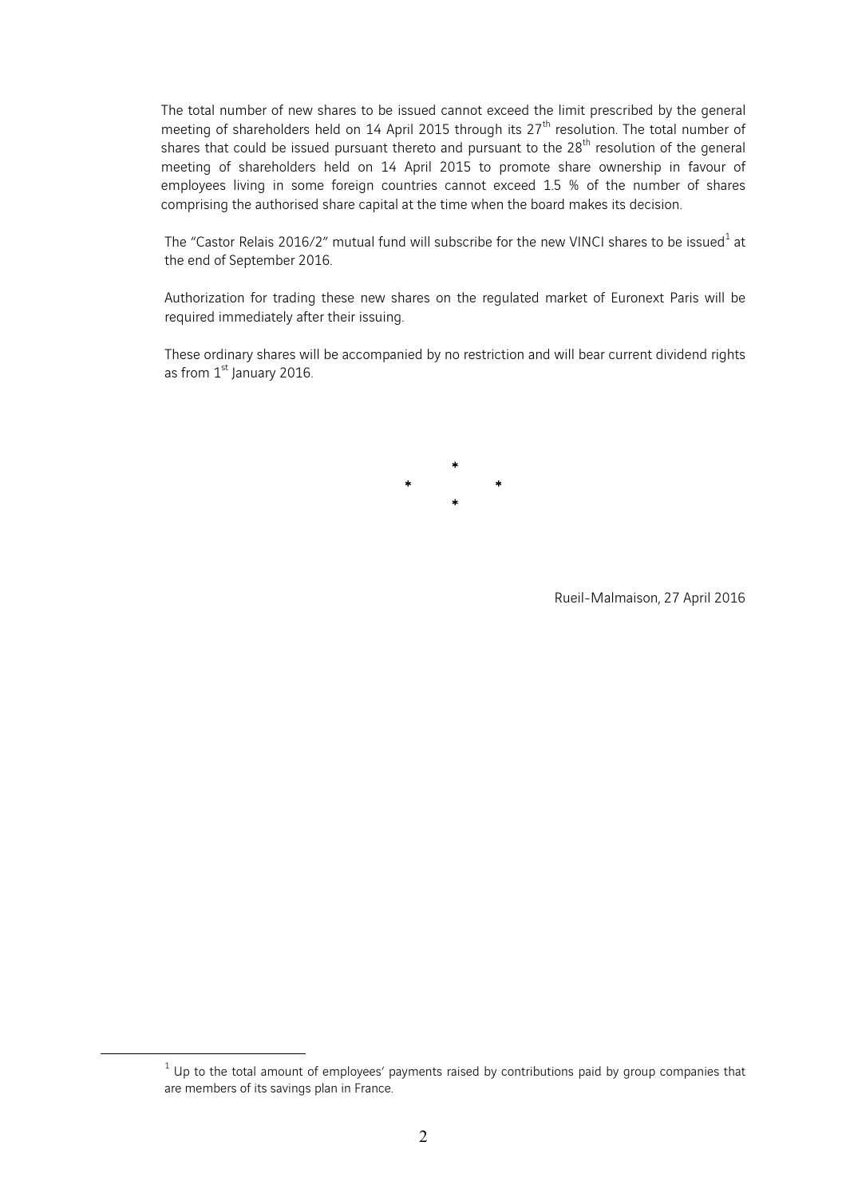The total number of new shares to be issued cannot exceed the limit prescribed by the general meeting of shareholders held on 14 April 2015 through its 27th resolution. The total number of shares that could be issued pursuant thereto and pursuant to the 28th resolution of the general meeting of shareholders held on 14 April 2015 to promote share ownership in favour of employees living in some foreign countries cannot exceed 1.5 % of the number of shares comprising the authorised share capital at the time when the board makes its decision.

The "Castor Relais 2016/2" mutual fund will subscribe for the new VINCI shares to be issued[1] at the end of September 2016.

Authorization for trading these new shares on the regulated market of Euronext Paris will be required immediately after their issuing.

These ordinary shares will be accompanied by no restriction and will bear current dividend rights as from 1st January 2016.

\*

\* \*

\*

Rueil-Malmaison, 27 April 2016

[1] Up to the total amount of employees' payments raised by contributions paid by group companies that are members of its savings plan in France.